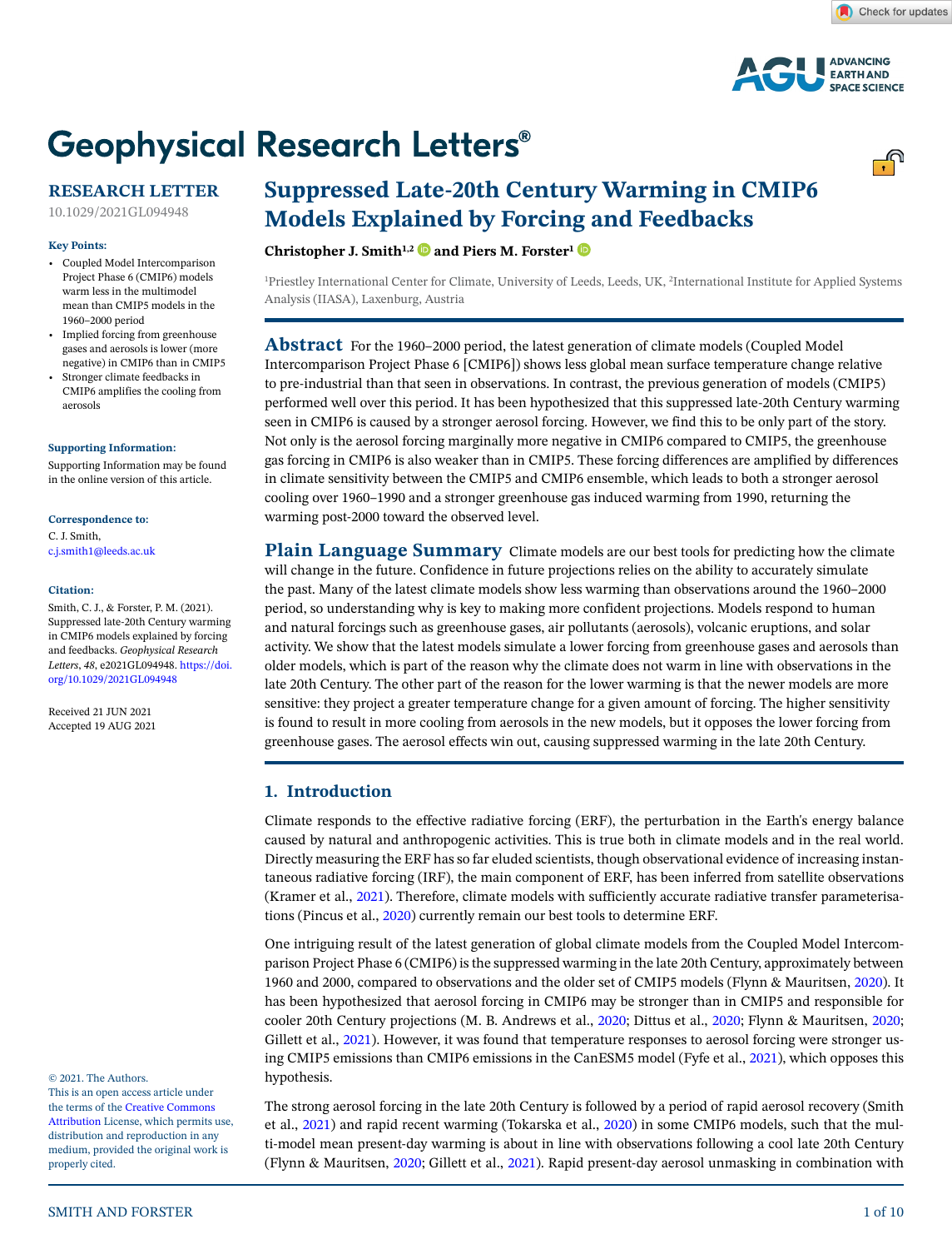# Geophysical Research Letters®

**RESEARCH LETTER**

10.1029/2021GL094948

**Key Points:**

- Coupled Model Intercomparison Project Phase 6 (CMIP6) models warm less in the multimodel mean than CMIP5 models in the 1960–2000 period
- Implied forcing from greenhouse gases and aerosols is lower (more negative) in CMIP6 than in CMIP5
- Stronger climate feedbacks in CMIP6 amplifies the cooling from aerosols

**Supporting Information:**

Supporting Information may be found in the online version of this article.

**Correspondence to:**

C. J. Smith,
c.j.smith1@leeds.ac.uk

**Citation:**

Smith, C. J., & Forster, P. M. (2021). Suppressed late-20th Century warming in CMIP6 models explained by forcing and feedbacks. *Geophysical Research Letters*, *48*, e2021GL094948. https://doi.org/10.1029/2021GL094948

Received 21 JUN 2021
Accepted 19 AUG 2021

© 2021. The Authors.
This is an open access article under the terms of the Creative Commons Attribution License, which permits use, distribution and reproduction in any medium, provided the original work is properly cited.

# Suppressed Late-20th Century Warming in CMIP6 Models Explained by Forcing and Feedbacks

**Christopher J. Smith[1,2] and Piers M. Forster[1]**

[1]Priestley International Center for Climate, University of Leeds, Leeds, UK, [2]International Institute for Applied Systems Analysis (IIASA), Laxenburg, Austria

**Abstract** For the 1960–2000 period, the latest generation of climate models (Coupled Model Intercomparison Project Phase 6 [CMIP6]) shows less global mean surface temperature change relative to pre-industrial than that seen in observations. In contrast, the previous generation of models (CMIP5) performed well over this period. It has been hypothesized that this suppressed late-20th Century warming seen in CMIP6 is caused by a stronger aerosol forcing. However, we find this to be only part of the story. Not only is the aerosol forcing marginally more negative in CMIP6 compared to CMIP5, the greenhouse gas forcing in CMIP6 is also weaker than in CMIP5. These forcing differences are amplified by differences in climate sensitivity between the CMIP5 and CMIP6 ensemble, which leads to both a stronger aerosol cooling over 1960–1990 and a stronger greenhouse gas induced warming from 1990, returning the warming post-2000 toward the observed level.

**Plain Language Summary** Climate models are our best tools for predicting how the climate will change in the future. Confidence in future projections relies on the ability to accurately simulate the past. Many of the latest climate models show less warming than observations around the 1960–2000 period, so understanding why is key to making more confident projections. Models respond to human and natural forcings such as greenhouse gases, air pollutants (aerosols), volcanic eruptions, and solar activity. We show that the latest models simulate a lower forcing from greenhouse gases and aerosols than older models, which is part of the reason why the climate does not warm in line with observations in the late 20th Century. The other part of the reason for the lower warming is that the newer models are more sensitive: they project a greater temperature change for a given amount of forcing. The higher sensitivity is found to result in more cooling from aerosols in the new models, but it opposes the lower forcing from greenhouse gases. The aerosol effects win out, causing suppressed warming in the late 20th Century.

## 1. Introduction

Climate responds to the effective radiative forcing (ERF), the perturbation in the Earth's energy balance caused by natural and anthropogenic activities. This is true both in climate models and in the real world. Directly measuring the ERF has so far eluded scientists, though observational evidence of increasing instantaneous radiative forcing (IRF), the main component of ERF, has been inferred from satellite observations (Kramer et al., 2021). Therefore, climate models with sufficiently accurate radiative transfer parameterisations (Pincus et al., 2020) currently remain our best tools to determine ERF.

One intriguing result of the latest generation of global climate models from the Coupled Model Intercomparison Project Phase 6 (CMIP6) is the suppressed warming in the late 20th Century, approximately between 1960 and 2000, compared to observations and the older set of CMIP5 models (Flynn & Mauritsen, 2020). It has been hypothesized that aerosol forcing in CMIP6 may be stronger than in CMIP5 and responsible for cooler 20th Century projections (M. B. Andrews et al., 2020; Dittus et al., 2020; Flynn & Mauritsen, 2020; Gillett et al., 2021). However, it was found that temperature responses to aerosol forcing were stronger using CMIP5 emissions than CMIP6 emissions in the CanESM5 model (Fyfe et al., 2021), which opposes this hypothesis.

The strong aerosol forcing in the late 20th Century is followed by a period of rapid aerosol recovery (Smith et al., 2021) and rapid recent warming (Tokarska et al., 2020) in some CMIP6 models, such that the multi-model mean present-day warming is about in line with observations following a cool late 20th Century (Flynn & Mauritsen, 2020; Gillett et al., 2021). Rapid present-day aerosol unmasking in combination with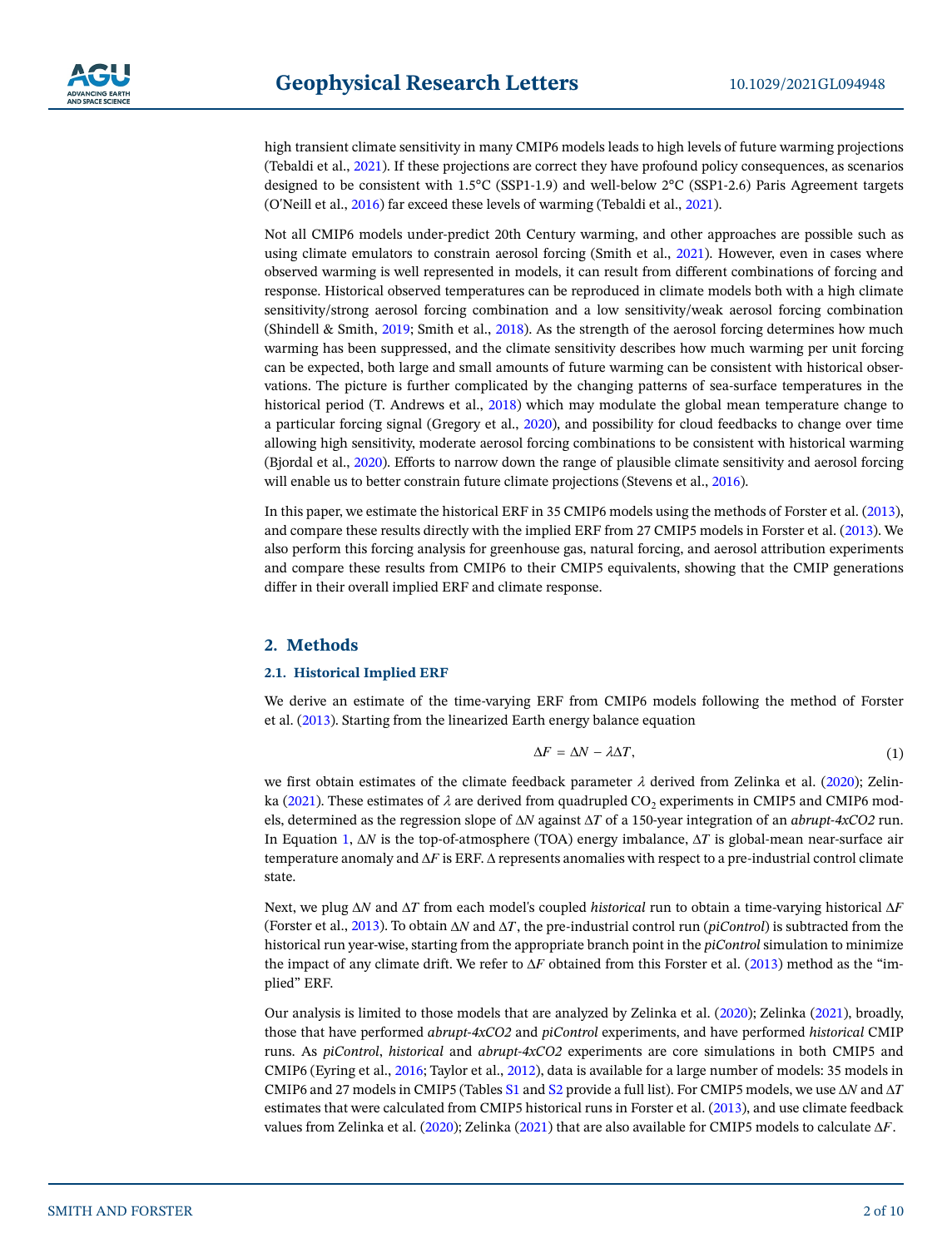high transient climate sensitivity in many CMIP6 models leads to high levels of future warming projections (Tebaldi et al., 2021). If these projections are correct they have profound policy consequences, as scenarios designed to be consistent with 1.5°C (SSP1-1.9) and well-below 2°C (SSP1-2.6) Paris Agreement targets (O'Neill et al., 2016) far exceed these levels of warming (Tebaldi et al., 2021).

Not all CMIP6 models under-predict 20th Century warming, and other approaches are possible such as using climate emulators to constrain aerosol forcing (Smith et al., 2021). However, even in cases where observed warming is well represented in models, it can result from different combinations of forcing and response. Historical observed temperatures can be reproduced in climate models both with a high climate sensitivity/strong aerosol forcing combination and a low sensitivity/weak aerosol forcing combination (Shindell & Smith, 2019; Smith et al., 2018). As the strength of the aerosol forcing determines how much warming has been suppressed, and the climate sensitivity describes how much warming per unit forcing can be expected, both large and small amounts of future warming can be consistent with historical observations. The picture is further complicated by the changing patterns of sea-surface temperatures in the historical period (T. Andrews et al., 2018) which may modulate the global mean temperature change to a particular forcing signal (Gregory et al., 2020), and possibility for cloud feedbacks to change over time allowing high sensitivity, moderate aerosol forcing combinations to be consistent with historical warming (Bjordal et al., 2020). Efforts to narrow down the range of plausible climate sensitivity and aerosol forcing will enable us to better constrain future climate projections (Stevens et al., 2016).

In this paper, we estimate the historical ERF in 35 CMIP6 models using the methods of Forster et al. (2013), and compare these results directly with the implied ERF from 27 CMIP5 models in Forster et al. (2013). We also perform this forcing analysis for greenhouse gas, natural forcing, and aerosol attribution experiments and compare these results from CMIP6 to their CMIP5 equivalents, showing that the CMIP generations differ in their overall implied ERF and climate response.

## 2. Methods

### 2.1. Historical Implied ERF

We derive an estimate of the time-varying ERF from CMIP6 models following the method of Forster et al. (2013). Starting from the linearized Earth energy balance equation

$$\Delta F = \Delta N - \lambda \Delta T, \tag{1}$$

we first obtain estimates of the climate feedback parameter $\lambda$ derived from Zelinka et al. (2020); Zelinka (2021). These estimates of $\lambda$ are derived from quadrupled $CO_2$ experiments in CMIP5 and CMIP6 models, determined as the regression slope of $\Delta N$ against $\Delta T$ of a 150-year integration of an *abrupt-4xCO2* run. In Equation 1, $\Delta N$ is the top-of-atmosphere (TOA) energy imbalance, $\Delta T$ is global-mean near-surface air temperature anomaly and $\Delta F$ is ERF. $\Delta$ represents anomalies with respect to a pre-industrial control climate state.

Next, we plug $\Delta N$ and $\Delta T$ from each model's coupled *historical* run to obtain a time-varying historical $\Delta F$ (Forster et al., 2013). To obtain $\Delta N$ and $\Delta T$, the pre-industrial control run (*piControl*) is subtracted from the historical run year-wise, starting from the appropriate branch point in the *piControl* simulation to minimize the impact of any climate drift. We refer to $\Delta F$ obtained from this Forster et al. (2013) method as the "implied" ERF.

Our analysis is limited to those models that are analyzed by Zelinka et al. (2020); Zelinka (2021), broadly, those that have performed *abrupt-4xCO2* and *piControl* experiments, and have performed *historical* CMIP runs. As *piControl*, *historical* and *abrupt-4xCO2* experiments are core simulations in both CMIP5 and CMIP6 (Eyring et al., 2016; Taylor et al., 2012), data is available for a large number of models: 35 models in CMIP6 and 27 models in CMIP5 (Tables S1 and S2 provide a full list). For CMIP5 models, we use $\Delta N$ and $\Delta T$ estimates that were calculated from CMIP5 historical runs in Forster et al. (2013), and use climate feedback values from Zelinka et al. (2020); Zelinka (2021) that are also available for CMIP5 models to calculate $\Delta F$.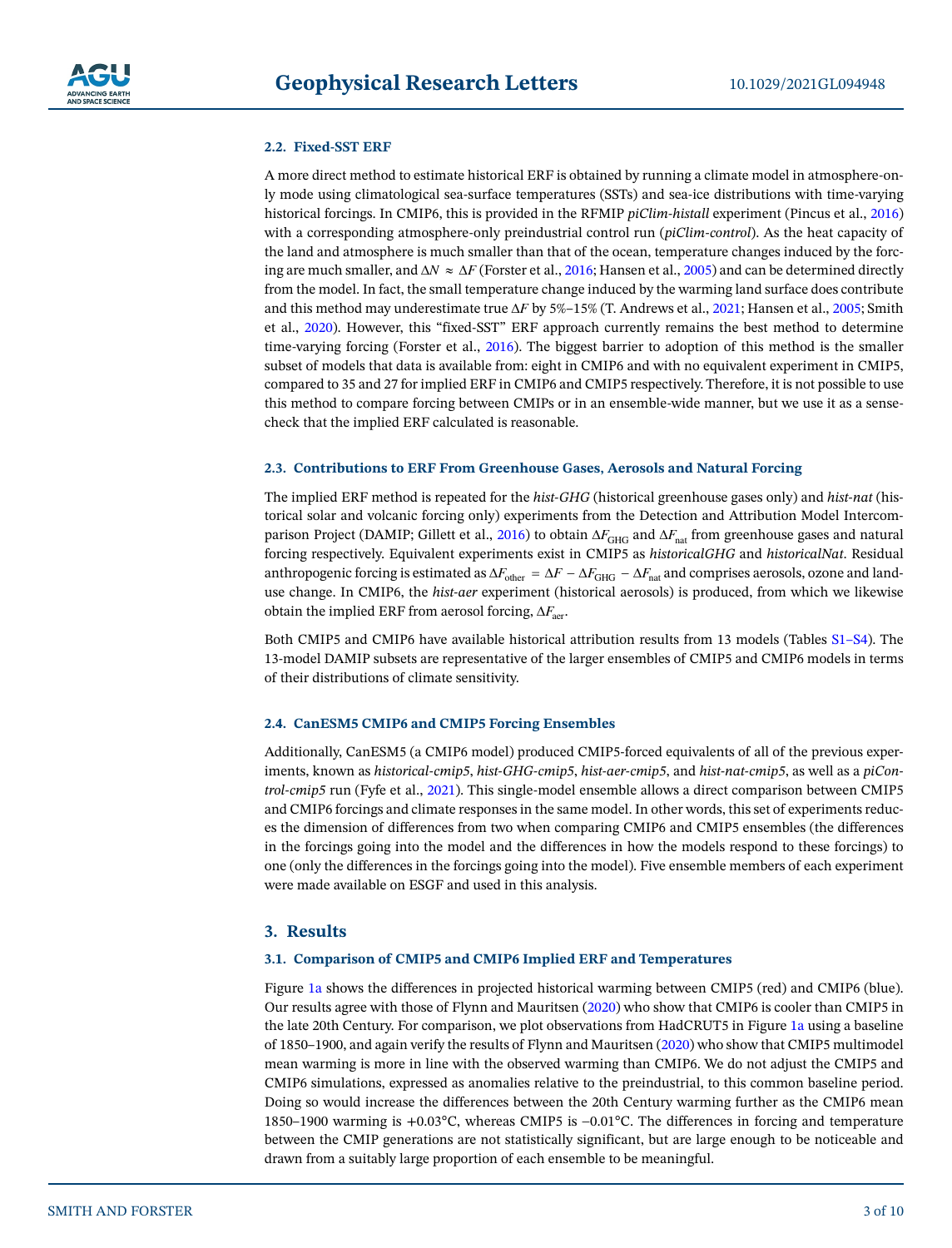### 2.2. Fixed-SST ERF

A more direct method to estimate historical ERF is obtained by running a climate model in atmosphere-only mode using climatological sea-surface temperatures (SSTs) and sea-ice distributions with time-varying historical forcings. In CMIP6, this is provided in the RFMIP *piClim-histall* experiment (Pincus et al., 2016) with a corresponding atmosphere-only preindustrial control run (*piClim-control*). As the heat capacity of the land and atmosphere is much smaller than that of the ocean, temperature changes induced by the forcing are much smaller, and $\Delta N \approx \Delta F$ (Forster et al., 2016; Hansen et al., 2005) and can be determined directly from the model. In fact, the small temperature change induced by the warming land surface does contribute and this method may underestimate true $\Delta F$ by 5%–15% (T. Andrews et al., 2021; Hansen et al., 2005; Smith et al., 2020). However, this "fixed-SST" ERF approach currently remains the best method to determine time-varying forcing (Forster et al., 2016). The biggest barrier to adoption of this method is the smaller subset of models that data is available from: eight in CMIP6 and with no equivalent experiment in CMIP5, compared to 35 and 27 for implied ERF in CMIP6 and CMIP5 respectively. Therefore, it is not possible to use this method to compare forcing between CMIPs or in an ensemble-wide manner, but we use it as a sense-check that the implied ERF calculated is reasonable.

### 2.3. Contributions to ERF From Greenhouse Gases, Aerosols and Natural Forcing

The implied ERF method is repeated for the *hist-GHG* (historical greenhouse gases only) and *hist-nat* (historical solar and volcanic forcing only) experiments from the Detection and Attribution Model Intercomparison Project (DAMIP; Gillett et al., 2016) to obtain $\Delta F_{\mathrm{GHG}}$ and $\Delta F_{\mathrm{nat}}$ from greenhouse gases and natural forcing respectively. Equivalent experiments exist in CMIP5 as *historicalGHG* and *historicalNat*. Residual anthropogenic forcing is estimated as $\Delta F_{\mathrm{other}} = \Delta F - \Delta F_{\mathrm{GHG}} - \Delta F_{\mathrm{nat}}$ and comprises aerosols, ozone and land-use change. In CMIP6, the *hist-aer* experiment (historical aerosols) is produced, from which we likewise obtain the implied ERF from aerosol forcing, $\Delta F_{\mathrm{aer}}$.

Both CMIP5 and CMIP6 have available historical attribution results from 13 models (Tables S1–S4). The 13-model DAMIP subsets are representative of the larger ensembles of CMIP5 and CMIP6 models in terms of their distributions of climate sensitivity.

### 2.4. CanESM5 CMIP6 and CMIP5 Forcing Ensembles

Additionally, CanESM5 (a CMIP6 model) produced CMIP5-forced equivalents of all of the previous experiments, known as *historical-cmip5*, *hist-GHG-cmip5*, *hist-aer-cmip5*, and *hist-nat-cmip5*, as well as a *piControl-cmip5* run (Fyfe et al., 2021). This single-model ensemble allows a direct comparison between CMIP5 and CMIP6 forcings and climate responses in the same model. In other words, this set of experiments reduces the dimension of differences from two when comparing CMIP6 and CMIP5 ensembles (the differences in the forcings going into the model and the differences in how the models respond to these forcings) to one (only the differences in the forcings going into the model). Five ensemble members of each experiment were made available on ESGF and used in this analysis.

## 3. Results

### 3.1. Comparison of CMIP5 and CMIP6 Implied ERF and Temperatures

Figure 1a shows the differences in projected historical warming between CMIP5 (red) and CMIP6 (blue). Our results agree with those of Flynn and Mauritsen (2020) who show that CMIP6 is cooler than CMIP5 in the late 20th Century. For comparison, we plot observations from HadCRUT5 in Figure 1a using a baseline of 1850–1900, and again verify the results of Flynn and Mauritsen (2020) who show that CMIP5 multimodel mean warming is more in line with the observed warming than CMIP6. We do not adjust the CMIP5 and CMIP6 simulations, expressed as anomalies relative to the preindustrial, to this common baseline period. Doing so would increase the differences between the 20th Century warming further as the CMIP6 mean 1850–1900 warming is +0.03°C, whereas CMIP5 is −0.01°C. The differences in forcing and temperature between the CMIP generations are not statistically significant, but are large enough to be noticeable and drawn from a suitably large proportion of each ensemble to be meaningful.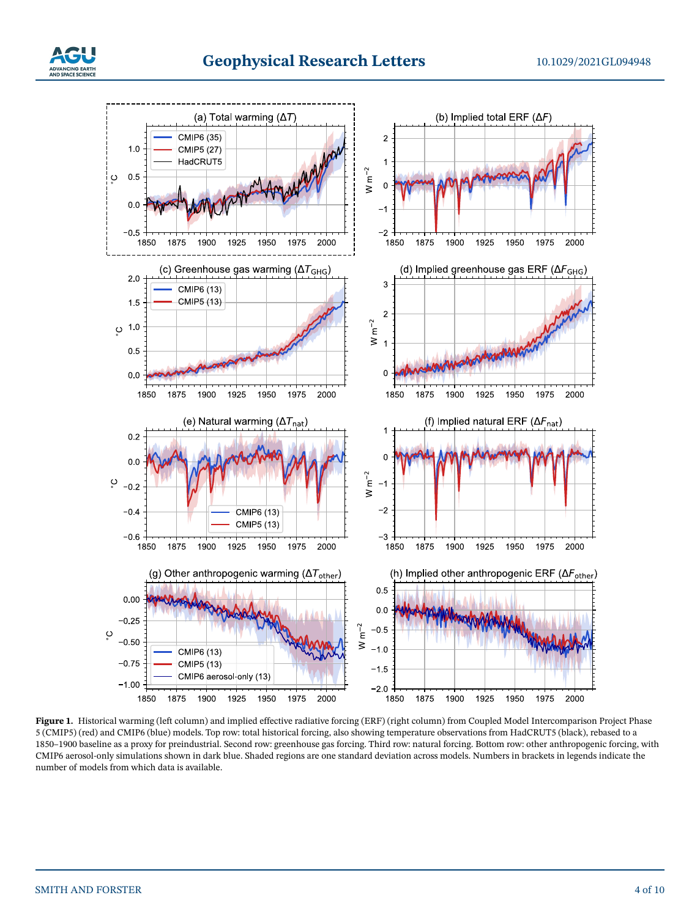**Figure 1.** Historical warming (left column) and implied effective radiative forcing (ERF) (right column) from Coupled Model Intercomparison Project Phase 5 (CMIP5) (red) and CMIP6 (blue) models. Top row: total historical forcing, also showing temperature observations from HadCRUT5 (black), rebased to a 1850–1900 baseline as a proxy for preindustrial. Second row: greenhouse gas forcing. Third row: natural forcing. Bottom row: other anthropogenic forcing, with CMIP6 aerosol-only simulations shown in dark blue. Shaded regions are one standard deviation across models. Numbers in brackets in legends indicate the number of models from which data is available.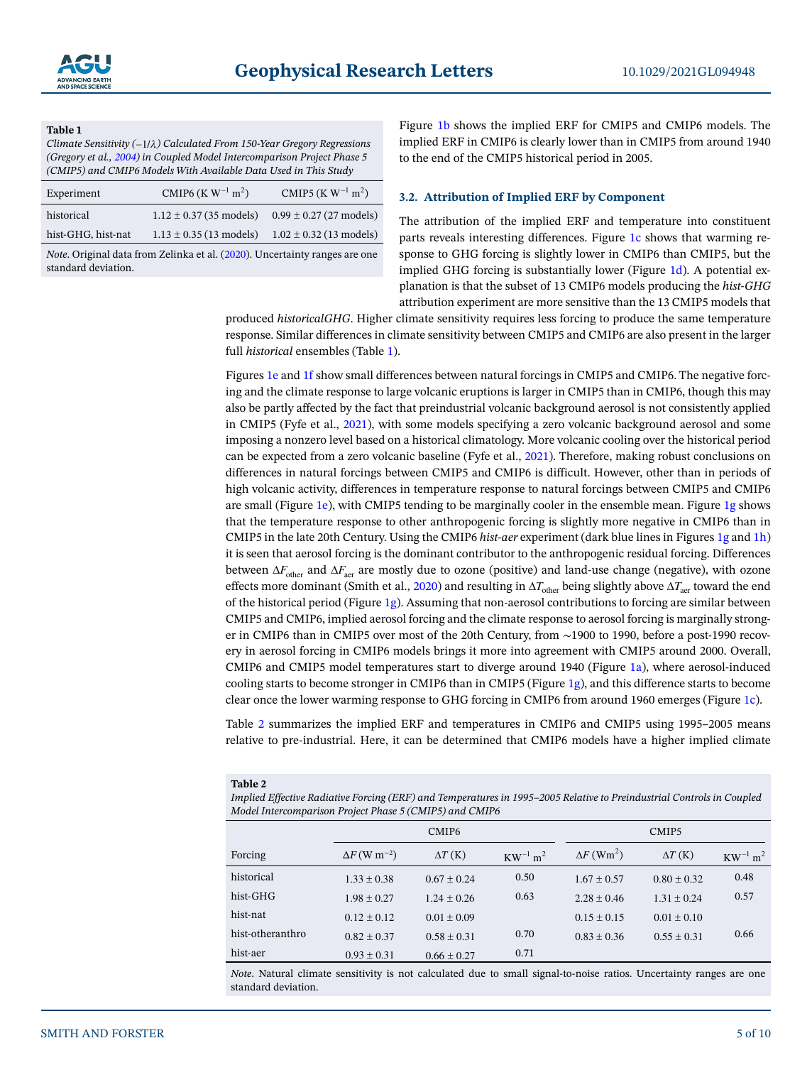**Table 1**
*Climate Sensitivity (−1/λ) Calculated From 150-Year Gregory Regressions (Gregory et al., 2004) in Coupled Model Intercomparison Project Phase 5 (CMIP5) and CMIP6 Models With Available Data Used in This Study*

| Experiment | CMIP6 ($K\ W^{-1}\ m^2$) | CMIP5 ($K\ W^{-1}\ m^2$) |
|---|---|---|
| historical | 1.12 ± 0.37 (35 models) | 0.99 ± 0.27 (27 models) |
| hist-GHG, hist-nat | 1.13 ± 0.35 (13 models) | 1.02 ± 0.32 (13 models) |

*Note*. Original data from Zelinka et al. (2020). Uncertainty ranges are one standard deviation.

Figure 1b shows the implied ERF for CMIP5 and CMIP6 models. The implied ERF in CMIP6 is clearly lower than in CMIP5 from around 1940 to the end of the CMIP5 historical period in 2005.

### 3.2. Attribution of Implied ERF by Component

The attribution of the implied ERF and temperature into constituent parts reveals interesting differences. Figure 1c shows that warming response to GHG forcing is slightly lower in CMIP6 than CMIP5, but the implied GHG forcing is substantially lower (Figure 1d). A potential explanation is that the subset of 13 CMIP6 models producing the *hist-GHG* attribution experiment are more sensitive than the 13 CMIP5 models that produced *historicalGHG*. Higher climate sensitivity requires less forcing to produce the same temperature response. Similar differences in climate sensitivity between CMIP5 and CMIP6 are also present in the larger full *historical* ensembles (Table 1).

Figures 1e and 1f show small differences between natural forcings in CMIP5 and CMIP6. The negative forcing and the climate response to large volcanic eruptions is larger in CMIP5 than in CMIP6, though this may also be partly affected by the fact that preindustrial volcanic background aerosol is not consistently applied in CMIP5 (Fyfe et al., 2021), with some models specifying a zero volcanic background aerosol and some imposing a nonzero level based on a historical climatology. More volcanic cooling over the historical period can be expected from a zero volcanic baseline (Fyfe et al., 2021). Therefore, making robust conclusions on differences in natural forcings between CMIP5 and CMIP6 is difficult. However, other than in periods of high volcanic activity, differences in temperature response to natural forcings between CMIP5 and CMIP6 are small (Figure 1e), with CMIP5 tending to be marginally cooler in the ensemble mean. Figure 1g shows that the temperature response to other anthropogenic forcing is slightly more negative in CMIP6 than in CMIP5 in the late 20th Century. Using the CMIP6 *hist-aer* experiment (dark blue lines in Figures 1g and 1h) it is seen that aerosol forcing is the dominant contributor to the anthropogenic residual forcing. Differences between $\Delta F_{\mathrm{other}}$ and $\Delta F_{\mathrm{aer}}$ are mostly due to ozone (positive) and land-use change (negative), with ozone effects more dominant (Smith et al., 2020) and resulting in $\Delta T_{\mathrm{other}}$ being slightly above $\Delta T_{\mathrm{aer}}$ toward the end of the historical period (Figure 1g). Assuming that non-aerosol contributions to forcing are similar between CMIP5 and CMIP6, implied aerosol forcing and the climate response to aerosol forcing is marginally stronger in CMIP6 than in CMIP5 over most of the 20th Century, from ~1900 to 1990, before a post-1990 recovery in aerosol forcing in CMIP6 models brings it more into agreement with CMIP5 around 2000. Overall, CMIP6 and CMIP5 model temperatures start to diverge around 1940 (Figure 1a), where aerosol-induced cooling starts to become stronger in CMIP6 than in CMIP5 (Figure 1g), and this difference starts to become clear once the lower warming response to GHG forcing in CMIP6 from around 1960 emerges (Figure 1c).

Table 2 summarizes the implied ERF and temperatures in CMIP6 and CMIP5 using 1995–2005 means relative to pre-industrial. Here, it can be determined that CMIP6 models have a higher implied climate

**Table 2**
*Implied Effective Radiative Forcing (ERF) and Temperatures in 1995–2005 Relative to Preindustrial Controls in Coupled Model Intercomparison Project Phase 5 (CMIP5) and CMIP6*

| | CMIP6 | | | CMIP5 | | |
|---|---|---|---|---|---|---|
| Forcing | $\Delta F$ ($W\ m^{-2}$) | $\Delta T$ (K) | $KW^{-1}\ m^2$ | $\Delta F$ ($Wm^2$) | $\Delta T$ (K) | $KW^{-1}\ m^2$ |
| historical | 1.33 ± 0.38 | 0.67 ± 0.24 | 0.50 | 1.67 ± 0.57 | 0.80 ± 0.32 | 0.48 |
| hist-GHG | 1.98 ± 0.27 | 1.24 ± 0.26 | 0.63 | 2.28 ± 0.46 | 1.31 ± 0.24 | 0.57 |
| hist-nat | 0.12 ± 0.12 | 0.01 ± 0.09 | | 0.15 ± 0.15 | 0.01 ± 0.10 | |
| hist-otheranthro | 0.82 ± 0.37 | 0.58 ± 0.31 | 0.70 | 0.83 ± 0.36 | 0.55 ± 0.31 | 0.66 |
| hist-aer | 0.93 ± 0.31 | 0.66 ± 0.27 | 0.71 | | | |

*Note*. Natural climate sensitivity is not calculated due to small signal-to-noise ratios. Uncertainty ranges are one standard deviation.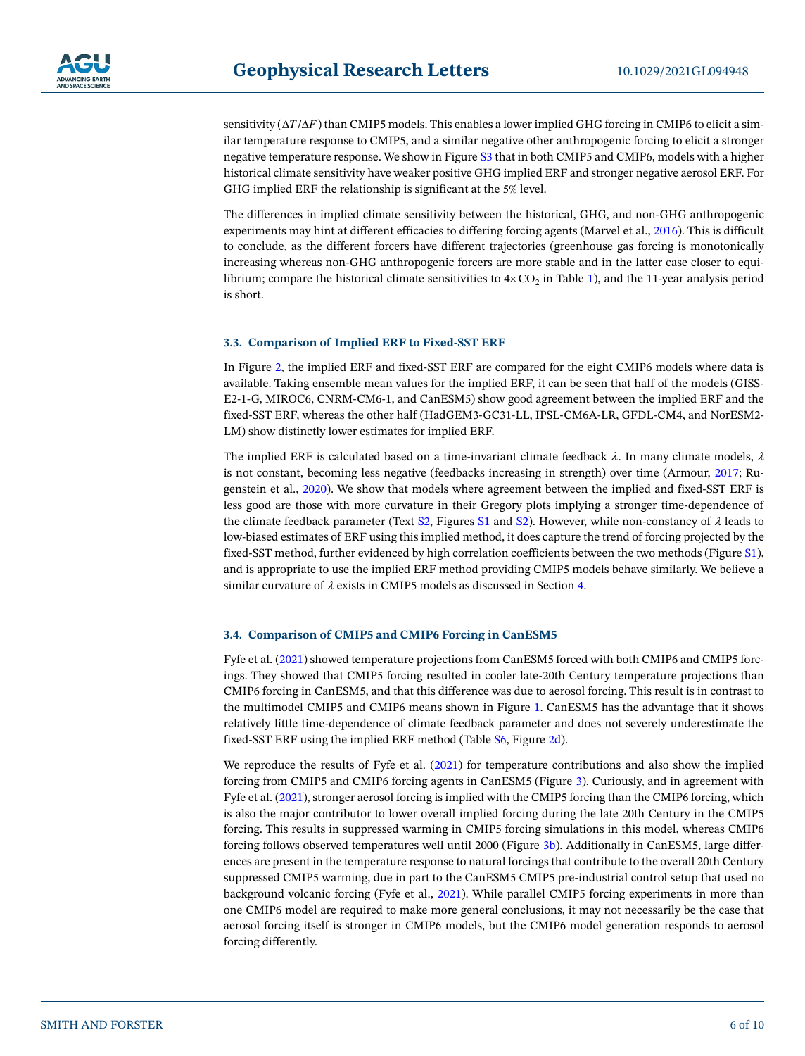sensitivity ($\Delta T / \Delta F$) than CMIP5 models. This enables a lower implied GHG forcing in CMIP6 to elicit a similar temperature response to CMIP5, and a similar negative other anthropogenic forcing to elicit a stronger negative temperature response. We show in Figure S3 that in both CMIP5 and CMIP6, models with a higher historical climate sensitivity have weaker positive GHG implied ERF and stronger negative aerosol ERF. For GHG implied ERF the relationship is significant at the 5% level.

The differences in implied climate sensitivity between the historical, GHG, and non-GHG anthropogenic experiments may hint at different efficacies to differing forcing agents (Marvel et al., 2016). This is difficult to conclude, as the different forcers have different trajectories (greenhouse gas forcing is monotonically increasing whereas non-GHG anthropogenic forcers are more stable and in the latter case closer to equilibrium; compare the historical climate sensitivities to $4 \times CO_2$ in Table 1), and the 11-year analysis period is short.

### 3.3. Comparison of Implied ERF to Fixed-SST ERF

In Figure 2, the implied ERF and fixed-SST ERF are compared for the eight CMIP6 models where data is available. Taking ensemble mean values for the implied ERF, it can be seen that half of the models (GISS-E2-1-G, MIROC6, CNRM-CM6-1, and CanESM5) show good agreement between the implied ERF and the fixed-SST ERF, whereas the other half (HadGEM3-GC31-LL, IPSL-CM6A-LR, GFDL-CM4, and NorESM2-LM) show distinctly lower estimates for implied ERF.

The implied ERF is calculated based on a time-invariant climate feedback $\lambda$. In many climate models, $\lambda$ is not constant, becoming less negative (feedbacks increasing in strength) over time (Armour, 2017; Rugenstein et al., 2020). We show that models where agreement between the implied and fixed-SST ERF is less good are those with more curvature in their Gregory plots implying a stronger time-dependence of the climate feedback parameter (Text S2, Figures S1 and S2). However, while non-constancy of $\lambda$ leads to low-biased estimates of ERF using this implied method, it does capture the trend of forcing projected by the fixed-SST method, further evidenced by high correlation coefficients between the two methods (Figure S1), and is appropriate to use the implied ERF method providing CMIP5 models behave similarly. We believe a similar curvature of $\lambda$ exists in CMIP5 models as discussed in Section 4.

### 3.4. Comparison of CMIP5 and CMIP6 Forcing in CanESM5

Fyfe et al. (2021) showed temperature projections from CanESM5 forced with both CMIP6 and CMIP5 forcings. They showed that CMIP5 forcing resulted in cooler late-20th Century temperature projections than CMIP6 forcing in CanESM5, and that this difference was due to aerosol forcing. This result is in contrast to the multimodel CMIP5 and CMIP6 means shown in Figure 1. CanESM5 has the advantage that it shows relatively little time-dependence of climate feedback parameter and does not severely underestimate the fixed-SST ERF using the implied ERF method (Table S6, Figure 2d).

We reproduce the results of Fyfe et al. (2021) for temperature contributions and also show the implied forcing from CMIP5 and CMIP6 forcing agents in CanESM5 (Figure 3). Curiously, and in agreement with Fyfe et al. (2021), stronger aerosol forcing is implied with the CMIP5 forcing than the CMIP6 forcing, which is also the major contributor to lower overall implied forcing during the late 20th Century in the CMIP5 forcing. This results in suppressed warming in CMIP5 forcing simulations in this model, whereas CMIP6 forcing follows observed temperatures well until 2000 (Figure 3b). Additionally in CanESM5, large differences are present in the temperature response to natural forcings that contribute to the overall 20th Century suppressed CMIP5 warming, due in part to the CanESM5 CMIP5 pre-industrial control setup that used no background volcanic forcing (Fyfe et al., 2021). While parallel CMIP5 forcing experiments in more than one CMIP6 model are required to make more general conclusions, it may not necessarily be the case that aerosol forcing itself is stronger in CMIP6 models, but the CMIP6 model generation responds to aerosol forcing differently.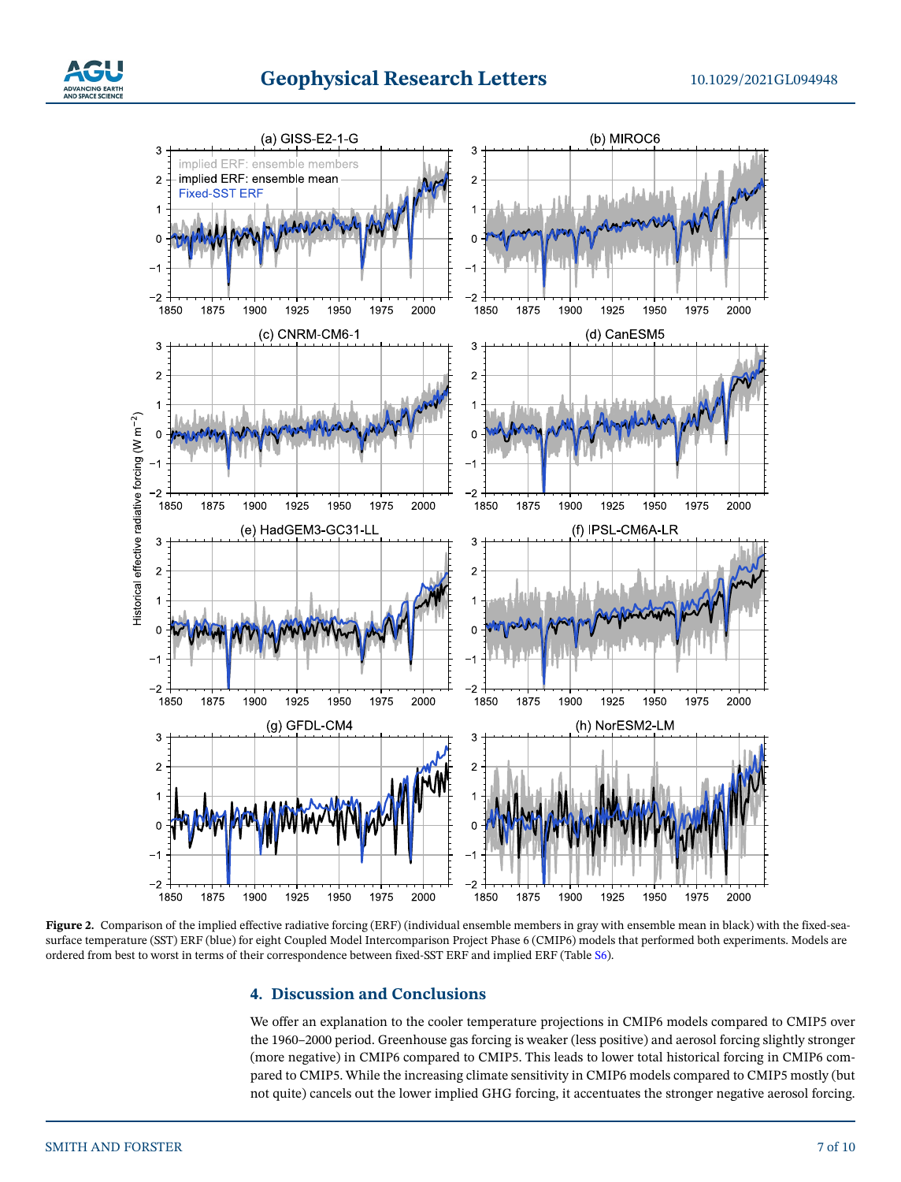**Figure 2.** Comparison of the implied effective radiative forcing (ERF) (individual ensemble members in gray with ensemble mean in black) with the fixed-sea-surface temperature (SST) ERF (blue) for eight Coupled Model Intercomparison Project Phase 6 (CMIP6) models that performed both experiments. Models are ordered from best to worst in terms of their correspondence between fixed-SST ERF and implied ERF (Table S6).

## 4. Discussion and Conclusions

We offer an explanation to the cooler temperature projections in CMIP6 models compared to CMIP5 over the 1960–2000 period. Greenhouse gas forcing is weaker (less positive) and aerosol forcing slightly stronger (more negative) in CMIP6 compared to CMIP5. This leads to lower total historical forcing in CMIP6 compared to CMIP5. While the increasing climate sensitivity in CMIP6 models compared to CMIP5 mostly (but not quite) cancels out the lower implied GHG forcing, it accentuates the stronger negative aerosol forcing.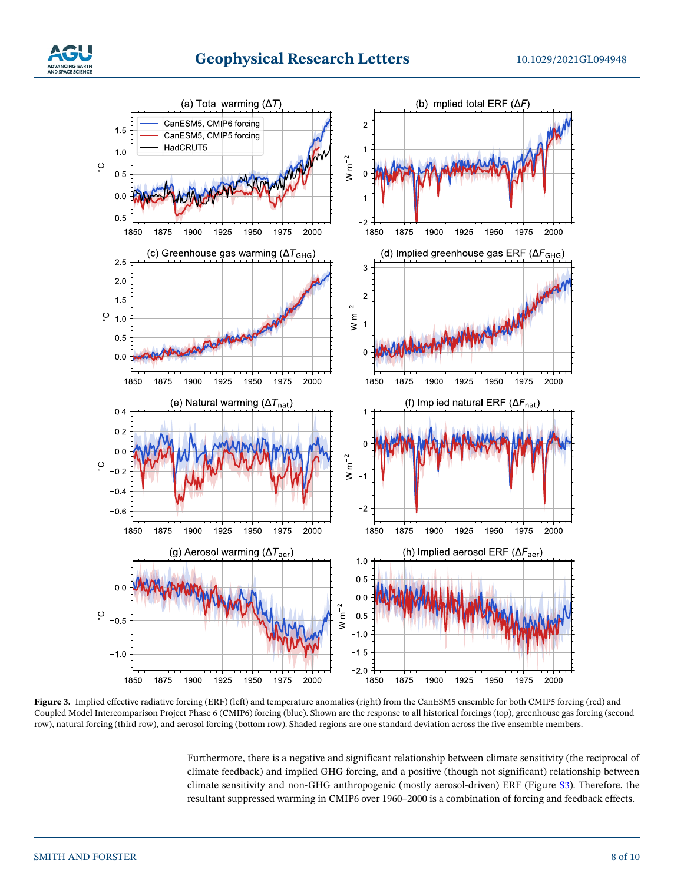**Figure 3.** Implied effective radiative forcing (ERF) (left) and temperature anomalies (right) from the CanESM5 ensemble for both CMIP5 forcing (red) and Coupled Model Intercomparison Project Phase 6 (CMIP6) forcing (blue). Shown are the response to all historical forcings (top), greenhouse gas forcing (second row), natural forcing (third row), and aerosol forcing (bottom row). Shaded regions are one standard deviation across the five ensemble members.

Furthermore, there is a negative and significant relationship between climate sensitivity (the reciprocal of climate feedback) and implied GHG forcing, and a positive (though not significant) relationship between climate sensitivity and non-GHG anthropogenic (mostly aerosol-driven) ERF (Figure S3). Therefore, the resultant suppressed warming in CMIP6 over 1960–2000 is a combination of forcing and feedback effects.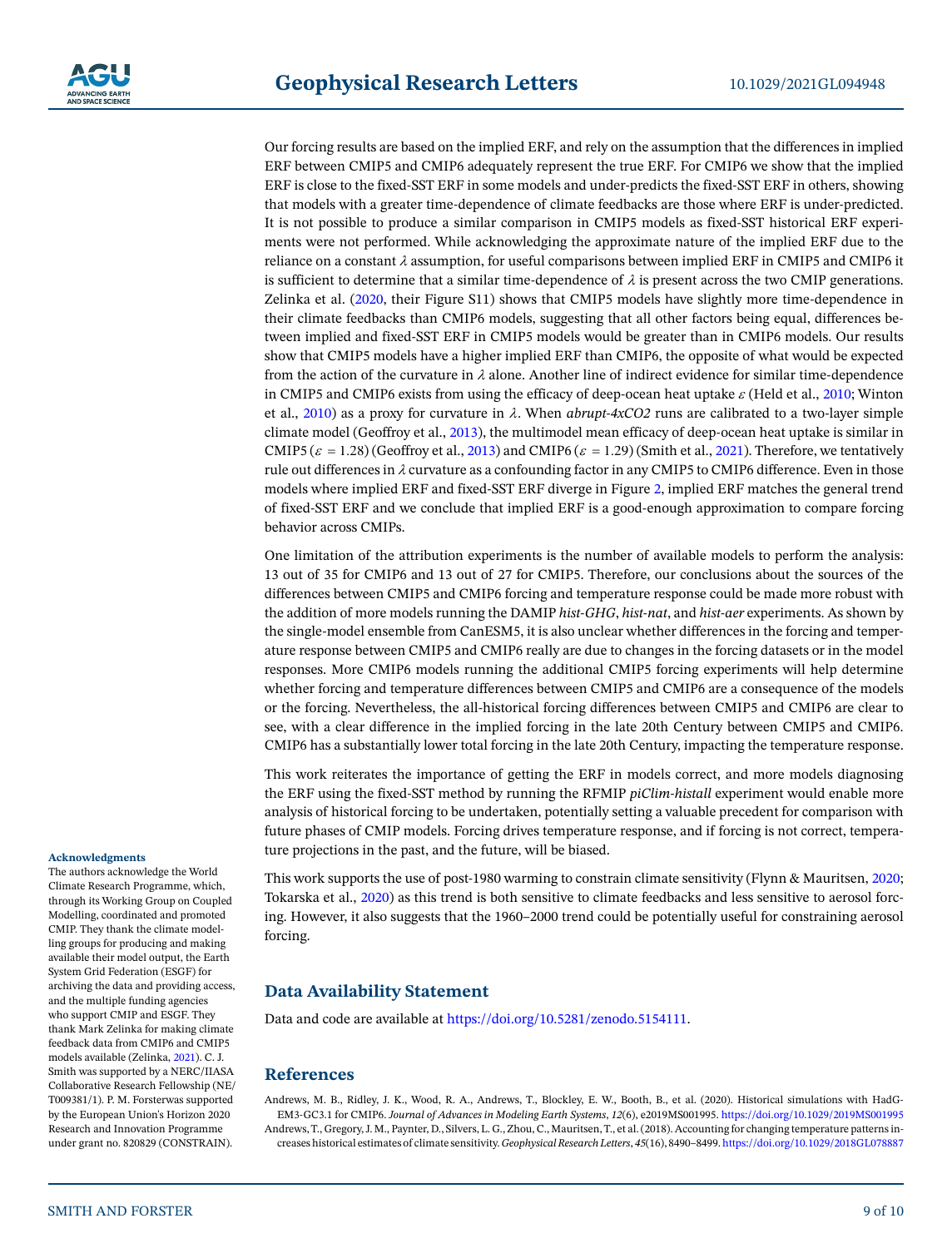Our forcing results are based on the implied ERF, and rely on the assumption that the differences in implied ERF between CMIP5 and CMIP6 adequately represent the true ERF. For CMIP6 we show that the implied ERF is close to the fixed-SST ERF in some models and under-predicts the fixed-SST ERF in others, showing that models with a greater time-dependence of climate feedbacks are those where ERF is under-predicted. It is not possible to produce a similar comparison in CMIP5 models as fixed-SST historical ERF experiments were not performed. While acknowledging the approximate nature of the implied ERF due to the reliance on a constant $\lambda$ assumption, for useful comparisons between implied ERF in CMIP5 and CMIP6 it is sufficient to determine that a similar time-dependence of $\lambda$ is present across the two CMIP generations. Zelinka et al. (2020, their Figure S11) shows that CMIP5 models have slightly more time-dependence in their climate feedbacks than CMIP6 models, suggesting that all other factors being equal, differences between implied and fixed-SST ERF in CMIP5 models would be greater than in CMIP6 models. Our results show that CMIP5 models have a higher implied ERF than CMIP6, the opposite of what would be expected from the action of the curvature in $\lambda$ alone. Another line of indirect evidence for similar time-dependence in CMIP5 and CMIP6 exists from using the efficacy of deep-ocean heat uptake $\varepsilon$ (Held et al., 2010; Winton et al., 2010) as a proxy for curvature in $\lambda$. When *abrupt-4xCO2* runs are calibrated to a two-layer simple climate model (Geoffroy et al., 2013), the multimodel mean efficacy of deep-ocean heat uptake is similar in CMIP5 ($\varepsilon = 1.28$) (Geoffroy et al., 2013) and CMIP6 ($\varepsilon = 1.29$) (Smith et al., 2021). Therefore, we tentatively rule out differences in $\lambda$ curvature as a confounding factor in any CMIP5 to CMIP6 difference. Even in those models where implied ERF and fixed-SST ERF diverge in Figure 2, implied ERF matches the general trend of fixed-SST ERF and we conclude that implied ERF is a good-enough approximation to compare forcing behavior across CMIPs.

One limitation of the attribution experiments is the number of available models to perform the analysis: 13 out of 35 for CMIP6 and 13 out of 27 for CMIP5. Therefore, our conclusions about the sources of the differences between CMIP5 and CMIP6 forcing and temperature response could be made more robust with the addition of more models running the DAMIP *hist-GHG*, *hist-nat*, and *hist-aer* experiments. As shown by the single-model ensemble from CanESM5, it is also unclear whether differences in the forcing and temperature response between CMIP5 and CMIP6 really are due to changes in the forcing datasets or in the model responses. More CMIP6 models running the additional CMIP5 forcing experiments will help determine whether forcing and temperature differences between CMIP5 and CMIP6 are a consequence of the models or the forcing. Nevertheless, the all-historical forcing differences between CMIP5 and CMIP6 are clear to see, with a clear difference in the implied forcing in the late 20th Century between CMIP5 and CMIP6. CMIP6 has a substantially lower total forcing in the late 20th Century, impacting the temperature response.

This work reiterates the importance of getting the ERF in models correct, and more models diagnosing the ERF using the fixed-SST method by running the RFMIP *piClim-histall* experiment would enable more analysis of historical forcing to be undertaken, potentially setting a valuable precedent for comparison with future phases of CMIP models. Forcing drives temperature response, and if forcing is not correct, temperature projections in the past, and the future, will be biased.

This work supports the use of post-1980 warming to constrain climate sensitivity (Flynn & Mauritsen, 2020; Tokarska et al., 2020) as this trend is both sensitive to climate feedbacks and less sensitive to aerosol forcing. However, it also suggests that the 1960–2000 trend could be potentially useful for constraining aerosol forcing.

## Data Availability Statement

Data and code are available at https://doi.org/10.5281/zenodo.5154111.

**Acknowledgments**

The authors acknowledge the World Climate Research Programme, which, through its Working Group on Coupled Modelling, coordinated and promoted CMIP. They thank the climate modelling groups for producing and making available their model output, the Earth System Grid Federation (ESGF) for archiving the data and providing access, and the multiple funding agencies who support CMIP and ESGF. They thank Mark Zelinka for making climate feedback data from CMIP6 and CMIP5 models available (Zelinka, 2021). C. J. Smith was supported by a NERC/IIASA Collaborative Research Fellowship (NE/T009381/1). P. M. Forsterwas supported by the European Union's Horizon 2020 Research and Innovation Programme under grant no. 820829 (CONSTRAIN).

## References

Andrews, M. B., Ridley, J. K., Wood, R. A., Andrews, T., Blockley, E. W., Booth, B., et al. (2020). Historical simulations with HadGEM3-GC3.1 for CMIP6. *Journal of Advances in Modeling Earth Systems*, *12*(6), e2019MS001995. https://doi.org/10.1029/2019MS001995

Andrews, T., Gregory, J. M., Paynter, D., Silvers, L. G., Zhou, C., Mauritsen, T., et al. (2018). Accounting for changing temperature patterns increases historical estimates of climate sensitivity. *Geophysical Research Letters*, *45*(16), 8490–8499. https://doi.org/10.1029/2018GL078887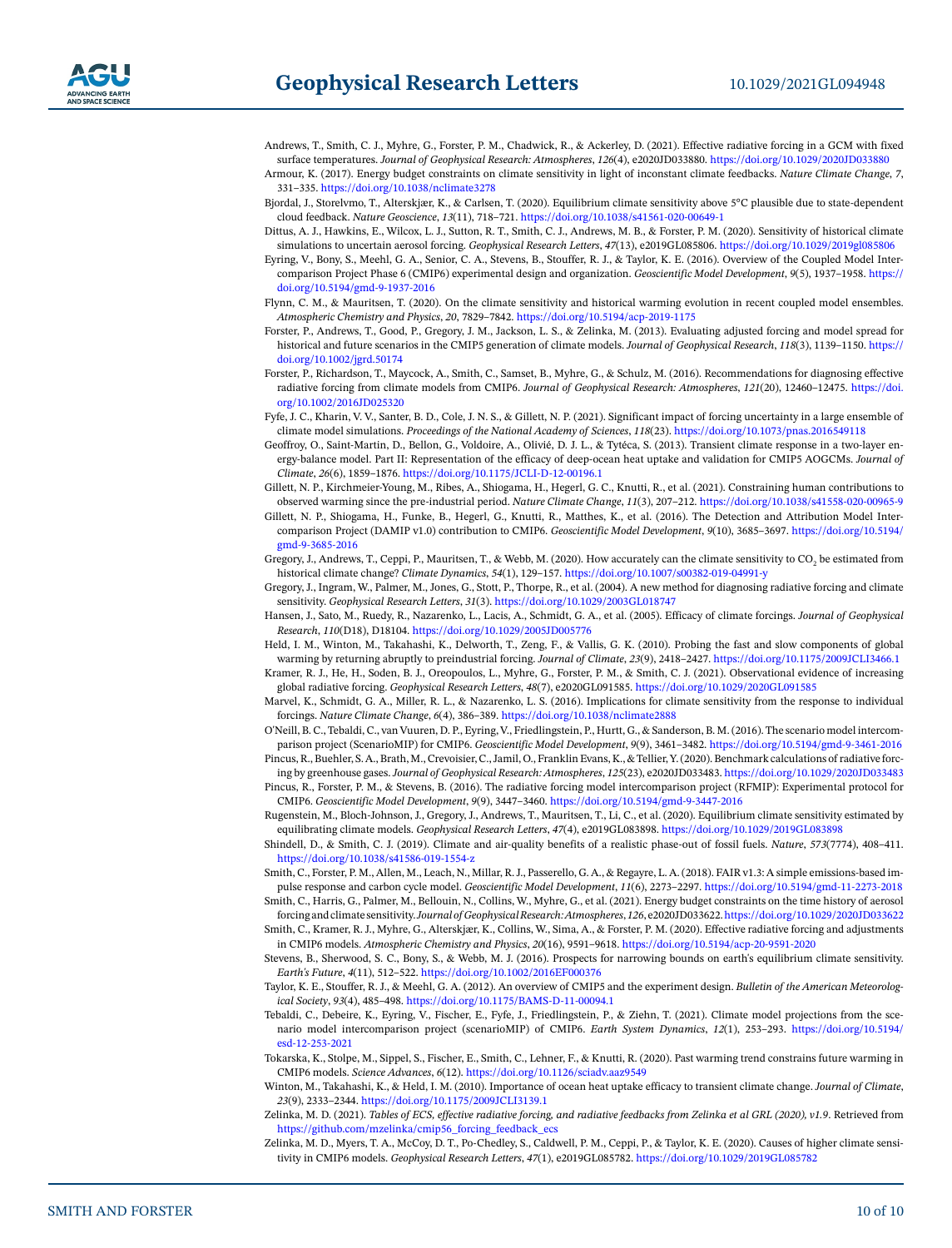Andrews, T., Smith, C. J., Myhre, G., Forster, P. M., Chadwick, R., & Ackerley, D. (2021). Effective radiative forcing in a GCM with fixed surface temperatures. *Journal of Geophysical Research: Atmospheres*, *126*(4), e2020JD033880. https://doi.org/10.1029/2020JD033880

Armour, K. (2017). Energy budget constraints on climate sensitivity in light of inconstant climate feedbacks. *Nature Climate Change*, *7*, 331–335. https://doi.org/10.1038/nclimate3278

Bjordal, J., Storelvmo, T., Alterskjær, K., & Carlsen, T. (2020). Equilibrium climate sensitivity above 5°C plausible due to state-dependent cloud feedback. *Nature Geoscience*, *13*(11), 718–721. https://doi.org/10.1038/s41561-020-00649-1

Dittus, A. J., Hawkins, E., Wilcox, L. J., Sutton, R. T., Smith, C. J., Andrews, M. B., & Forster, P. M. (2020). Sensitivity of historical climate simulations to uncertain aerosol forcing. *Geophysical Research Letters*, *47*(13), e2019GL085806. https://doi.org/10.1029/2019gl085806

Eyring, V., Bony, S., Meehl, G. A., Senior, C. A., Stevens, B., Stouffer, R. J., & Taylor, K. E. (2016). Overview of the Coupled Model Intercomparison Project Phase 6 (CMIP6) experimental design and organization. *Geoscientific Model Development*, *9*(5), 1937–1958. https://doi.org/10.5194/gmd-9-1937-2016

Flynn, C. M., & Mauritsen, T. (2020). On the climate sensitivity and historical warming evolution in recent coupled model ensembles. *Atmospheric Chemistry and Physics*, *20*, 7829–7842. https://doi.org/10.5194/acp-2019-1175

Forster, P., Andrews, T., Good, P., Gregory, J. M., Jackson, L. S., & Zelinka, M. (2013). Evaluating adjusted forcing and model spread for historical and future scenarios in the CMIP5 generation of climate models. *Journal of Geophysical Research*, *118*(3), 1139–1150. https://doi.org/10.1002/jgrd.50174

Forster, P., Richardson, T., Maycock, A., Smith, C., Samset, B., Myhre, G., & Schulz, M. (2016). Recommendations for diagnosing effective radiative forcing from climate models from CMIP6. *Journal of Geophysical Research: Atmospheres*, *121*(20), 12460–12475. https://doi.org/10.1002/2016JD025320

Fyfe, J. C., Kharin, V. V., Santer, B. D., Cole, J. N. S., & Gillett, N. P. (2021). Significant impact of forcing uncertainty in a large ensemble of climate model simulations. *Proceedings of the National Academy of Sciences*, *118*(23). https://doi.org/10.1073/pnas.2016549118

Geoffroy, O., Saint-Martin, D., Bellon, G., Voldoire, A., Olivié, D. J. L., & Tytéca, S. (2013). Transient climate response in a two-layer energy-balance model. Part II: Representation of the efficacy of deep-ocean heat uptake and validation for CMIP5 AOGCMs. *Journal of Climate*, *26*(6), 1859–1876. https://doi.org/10.1175/JCLI-D-12-00196.1

Gillett, N. P., Kirchmeier-Young, M., Ribes, A., Shiogama, H., Hegerl, G. C., Knutti, R., et al. (2021). Constraining human contributions to observed warming since the pre-industrial period. *Nature Climate Change*, *11*(3), 207–212. https://doi.org/10.1038/s41558-020-00965-9

Gillett, N. P., Shiogama, H., Funke, B., Hegerl, G., Knutti, R., Matthes, K., et al. (2016). The Detection and Attribution Model Intercomparison Project (DAMIP v1.0) contribution to CMIP6. *Geoscientific Model Development*, *9*(10), 3685–3697. https://doi.org/10.5194/gmd-9-3685-2016

Gregory, J., Andrews, T., Ceppi, P., Mauritsen, T., & Webb, M. (2020). How accurately can the climate sensitivity to $CO_2$ be estimated from historical climate change? *Climate Dynamics*, *54*(1), 129–157. https://doi.org/10.1007/s00382-019-04991-y

Gregory, J., Ingram, W., Palmer, M., Jones, G., Stott, P., Thorpe, R., et al. (2004). A new method for diagnosing radiative forcing and climate sensitivity. *Geophysical Research Letters*, *31*(3). https://doi.org/10.1029/2003GL018747

Hansen, J., Sato, M., Ruedy, R., Nazarenko, L., Lacis, A., Schmidt, G. A., et al. (2005). Efficacy of climate forcings. *Journal of Geophysical Research*, *110*(D18), D18104. https://doi.org/10.1029/2005JD005776

Held, I. M., Winton, M., Takahashi, K., Delworth, T., Zeng, F., & Vallis, G. K. (2010). Probing the fast and slow components of global warming by returning abruptly to preindustrial forcing. *Journal of Climate*, *23*(9), 2418–2427. https://doi.org/10.1175/2009JCLI3466.1

Kramer, R. J., He, H., Soden, B. J., Oreopoulos, L., Myhre, G., Forster, P. M., & Smith, C. J. (2021). Observational evidence of increasing global radiative forcing. *Geophysical Research Letters*, *48*(7), e2020GL091585. https://doi.org/10.1029/2020GL091585

Marvel, K., Schmidt, G. A., Miller, R. L., & Nazarenko, L. S. (2016). Implications for climate sensitivity from the response to individual forcings. *Nature Climate Change*, *6*(4), 386–389. https://doi.org/10.1038/nclimate2888

O'Neill, B. C., Tebaldi, C., van Vuuren, D. P., Eyring, V., Friedlingstein, P., Hurtt, G., & Sanderson, B. M. (2016). The scenario model intercomparison project (ScenarioMIP) for CMIP6. *Geoscientific Model Development*, *9*(9), 3461–3482. https://doi.org/10.5194/gmd-9-3461-2016

Pincus, R., Buehler, S. A., Brath, M., Crevoisier, C., Jamil, O., Franklin Evans, K., & Tellier, Y. (2020). Benchmark calculations of radiative forcing by greenhouse gases. *Journal of Geophysical Research: Atmospheres*, *125*(23), e2020JD033483. https://doi.org/10.1029/2020JD033483

Pincus, R., Forster, P. M., & Stevens, B. (2016). The radiative forcing model intercomparison project (RFMIP): Experimental protocol for CMIP6. *Geoscientific Model Development*, *9*(9), 3447–3460. https://doi.org/10.5194/gmd-9-3447-2016

Rugenstein, M., Bloch-Johnson, J., Gregory, J., Andrews, T., Mauritsen, T., Li, C., et al. (2020). Equilibrium climate sensitivity estimated by equilibrating climate models. *Geophysical Research Letters*, *47*(4), e2019GL083898. https://doi.org/10.1029/2019GL083898

Shindell, D., & Smith, C. J. (2019). Climate and air-quality benefits of a realistic phase-out of fossil fuels. *Nature*, *573*(7774), 408–411. https://doi.org/10.1038/s41586-019-1554-z

Smith, C., Forster, P. M., Allen, M., Leach, N., Millar, R. J., Passerello, G. A., & Regayre, L. A. (2018). FAIR v1.3: A simple emissions-based impulse response and carbon cycle model. *Geoscientific Model Development*, *11*(6), 2273–2297. https://doi.org/10.5194/gmd-11-2273-2018

Smith, C., Harris, G., Palmer, M., Bellouin, N., Collins, W., Myhre, G., et al. (2021). Energy budget constraints on the time history of aerosol forcing and climate sensitivity. *Journal of Geophysical Research: Atmospheres*, *126*, e2020JD033622. https://doi.org/10.1029/2020JD033622

Smith, C., Kramer, R. J., Myhre, G., Alterskjær, K., Collins, W., Sima, A., & Forster, P. M. (2020). Effective radiative forcing and adjustments in CMIP6 models. *Atmospheric Chemistry and Physics*, *20*(16), 9591–9618. https://doi.org/10.5194/acp-20-9591-2020

Stevens, B., Sherwood, S. C., Bony, S., & Webb, M. J. (2016). Prospects for narrowing bounds on earth's equilibrium climate sensitivity. *Earth's Future*, *4*(11), 512–522. https://doi.org/10.1002/2016EF000376

Taylor, K. E., Stouffer, R. J., & Meehl, G. A. (2012). An overview of CMIP5 and the experiment design. *Bulletin of the American Meteorological Society*, *93*(4), 485–498. https://doi.org/10.1175/BAMS-D-11-00094.1

Tebaldi, C., Debeire, K., Eyring, V., Fischer, E., Fyfe, J., Friedlingstein, P., & Ziehn, T. (2021). Climate model projections from the scenario model intercomparison project (scenarioMIP) of CMIP6. *Earth System Dynamics*, *12*(1), 253–293. https://doi.org/10.5194/esd-12-253-2021

Tokarska, K., Stolpe, M., Sippel, S., Fischer, E., Smith, C., Lehner, F., & Knutti, R. (2020). Past warming trend constrains future warming in CMIP6 models. *Science Advances*, *6*(12). https://doi.org/10.1126/sciadv.aaz9549

Winton, M., Takahashi, K., & Held, I. M. (2010). Importance of ocean heat uptake efficacy to transient climate change. *Journal of Climate*, *23*(9), 2333–2344. https://doi.org/10.1175/2009JCLI3139.1

Zelinka, M. D. (2021). *Tables of ECS, effective radiative forcing, and radiative feedbacks from Zelinka et al GRL (2020), v1.9*. Retrieved from https://github.com/mzelinka/cmip56_forcing_feedback_ecs

Zelinka, M. D., Myers, T. A., McCoy, D. T., Po-Chedley, S., Caldwell, P. M., Ceppi, P., & Taylor, K. E. (2020). Causes of higher climate sensitivity in CMIP6 models. *Geophysical Research Letters*, *47*(1), e2019GL085782. https://doi.org/10.1029/2019GL085782